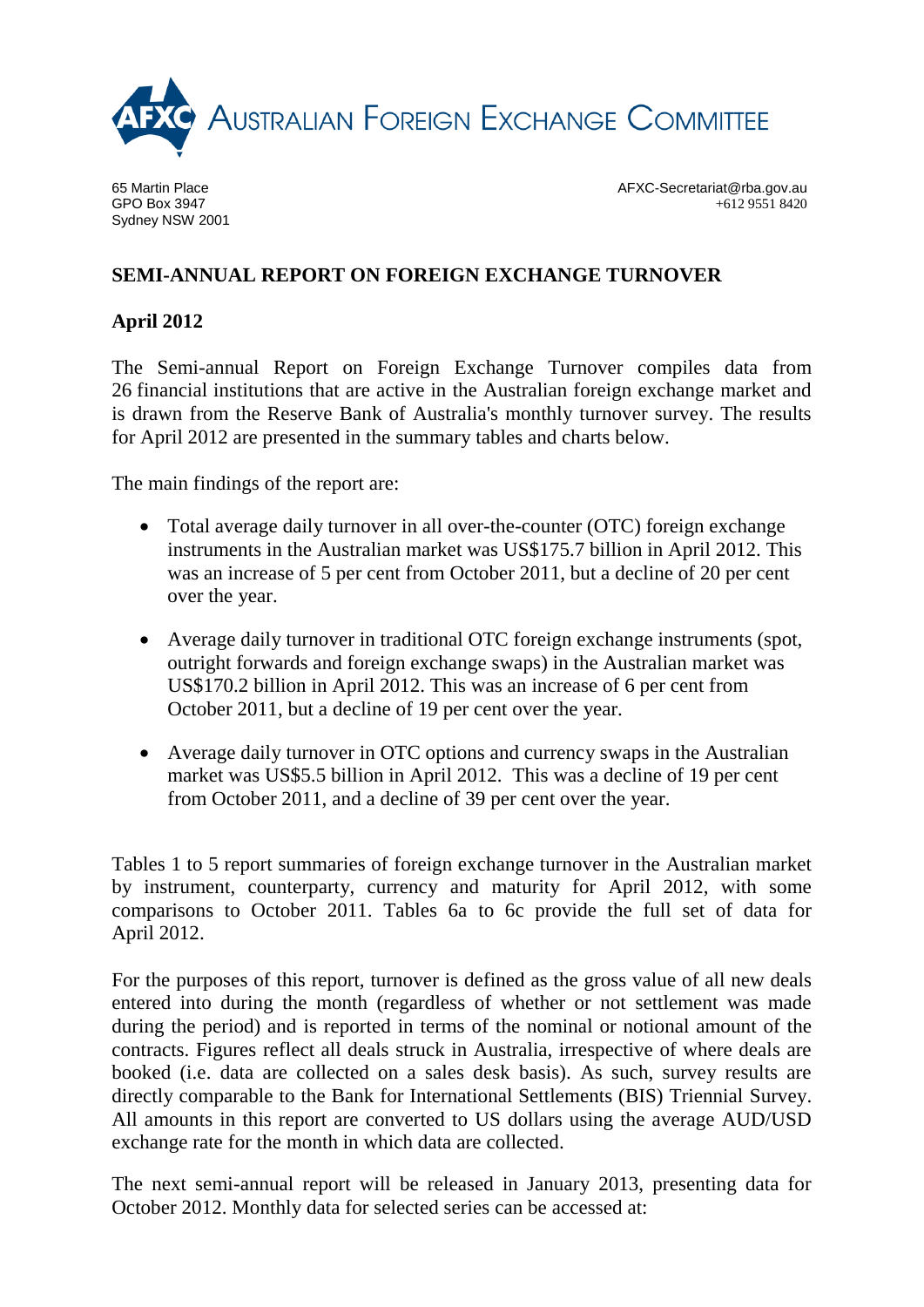AUSTRALIAN FOREIGN EXCHANGE COMMITTEE

65 Martin Place
GPO Box 3947
Sydney NSW 2001

AFXC-Secretariat@rba.gov.au
+612 9551 8420

## SEMI-ANNUAL REPORT ON FOREIGN EXCHANGE TURNOVER

### April 2012

The Semi-annual Report on Foreign Exchange Turnover compiles data from 26 financial institutions that are active in the Australian foreign exchange market and is drawn from the Reserve Bank of Australia's monthly turnover survey. The results for April 2012 are presented in the summary tables and charts below.

The main findings of the report are:

- Total average daily turnover in all over-the-counter (OTC) foreign exchange instruments in the Australian market was US$175.7 billion in April 2012. This was an increase of 5 per cent from October 2011, but a decline of 20 per cent over the year.
- Average daily turnover in traditional OTC foreign exchange instruments (spot, outright forwards and foreign exchange swaps) in the Australian market was US$170.2 billion in April 2012. This was an increase of 6 per cent from October 2011, but a decline of 19 per cent over the year.
- Average daily turnover in OTC options and currency swaps in the Australian market was US$5.5 billion in April 2012. This was a decline of 19 per cent from October 2011, and a decline of 39 per cent over the year.

Tables 1 to 5 report summaries of foreign exchange turnover in the Australian market by instrument, counterparty, currency and maturity for April 2012, with some comparisons to October 2011. Tables 6a to 6c provide the full set of data for April 2012.

For the purposes of this report, turnover is defined as the gross value of all new deals entered into during the month (regardless of whether or not settlement was made during the period) and is reported in terms of the nominal or notional amount of the contracts. Figures reflect all deals struck in Australia, irrespective of where deals are booked (i.e. data are collected on a sales desk basis). As such, survey results are directly comparable to the Bank for International Settlements (BIS) Triennial Survey. All amounts in this report are converted to US dollars using the average AUD/USD exchange rate for the month in which data are collected.

The next semi-annual report will be released in January 2013, presenting data for October 2012. Monthly data for selected series can be accessed at: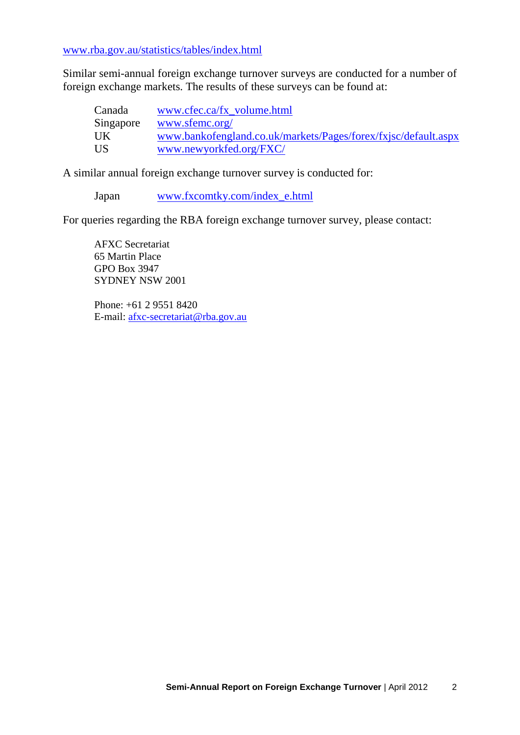www.rba.gov.au/statistics/tables/index.html

Similar semi-annual foreign exchange turnover surveys are conducted for a number of foreign exchange markets. The results of these surveys can be found at:

| | |
|---|---|
| Canada | www.cfec.ca/fx_volume.html |
| Singapore | www.sfemc.org/ |
| UK | www.bankofengland.co.uk/markets/Pages/forex/fxjsc/default.aspx |
| US | www.newyorkfed.org/FXC/ |

A similar annual foreign exchange turnover survey is conducted for:

| | |
|---|---|
| Japan | www.fxcomtky.com/index_e.html |

For queries regarding the RBA foreign exchange turnover survey, please contact:

AFXC Secretariat
65 Martin Place
GPO Box 3947
SYDNEY NSW 2001

Phone: +61 2 9551 8420
E-mail: afxc-secretariat@rba.gov.au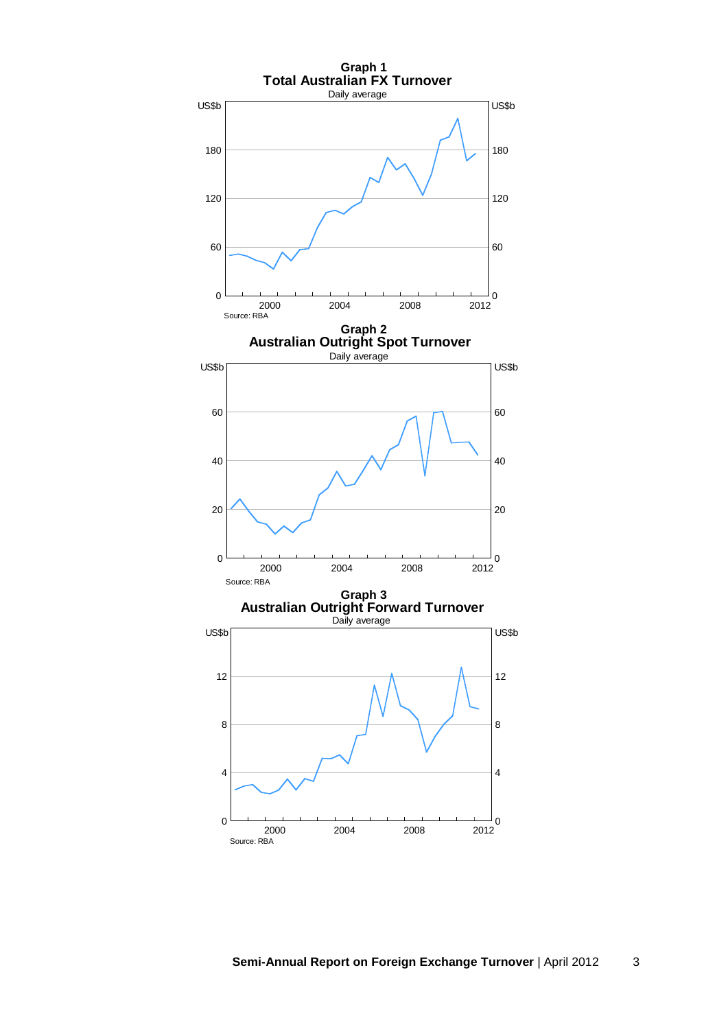**Graph 1**
**Total Australian FX Turnover**
Daily average

Source: RBA

**Graph 2**
**Australian Outright Spot Turnover**
Daily average

Source: RBA

**Graph 3**
**Australian Outright Forward Turnover**
Daily average

Source: RBA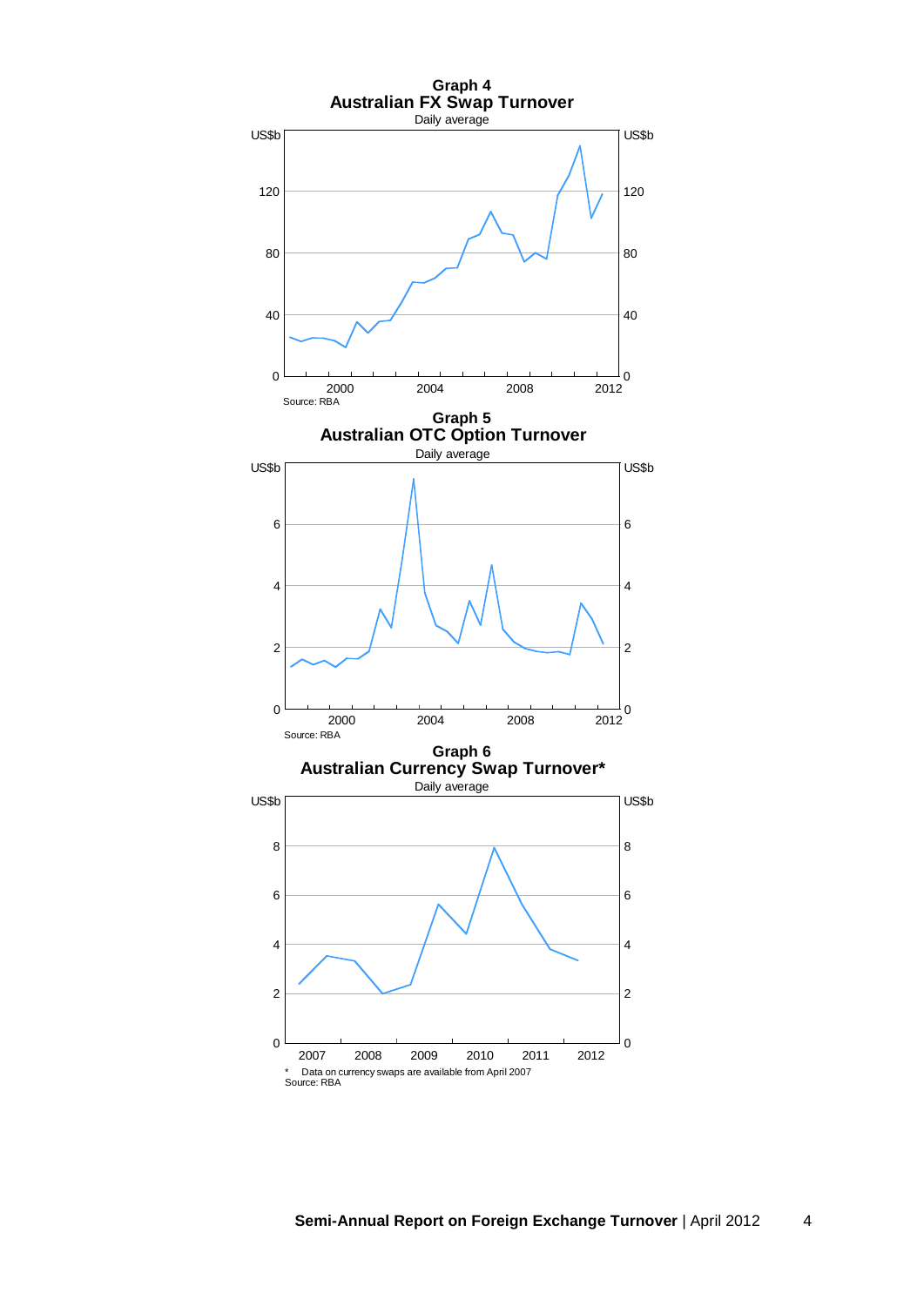**Graph 4**

**Australian FX Swap Turnover**

Daily average

US$b

120

80

40

0

2000

2004

2008

2012

Source: RBA

**Graph 5**

**Australian OTC Option Turnover**

Daily average

US$b

6

4

2

0

2000

2004

2008

2012

Source: RBA

**Graph 6**

**Australian Currency Swap Turnover***

Daily average

US$b

8

6

4

2

0

2007

2008

2009

2010

2011

2012

\* Data on currency swaps are available from April 2007

Source: RBA